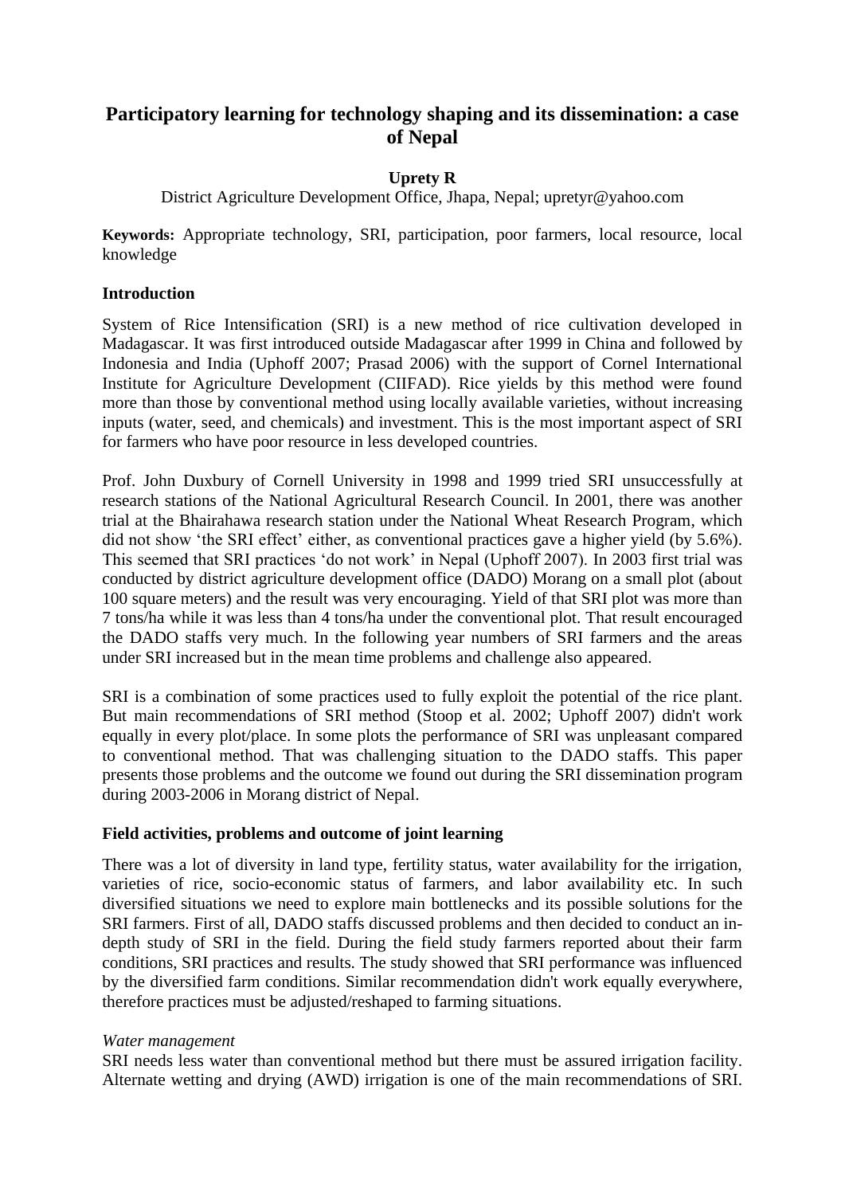# Participatory learning for technology shaping and its dissemination: a case of Nepal

**Uprety R**

District Agriculture Development Office, Jhapa, Nepal; upretyr@yahoo.com

**Keywords:** Appropriate technology, SRI, participation, poor farmers, local resource, local knowledge

## Introduction

System of Rice Intensification (SRI) is a new method of rice cultivation developed in Madagascar. It was first introduced outside Madagascar after 1999 in China and followed by Indonesia and India (Uphoff 2007; Prasad 2006) with the support of Cornel International Institute for Agriculture Development (CIIFAD). Rice yields by this method were found more than those by conventional method using locally available varieties, without increasing inputs (water, seed, and chemicals) and investment. This is the most important aspect of SRI for farmers who have poor resource in less developed countries.

Prof. John Duxbury of Cornell University in 1998 and 1999 tried SRI unsuccessfully at research stations of the National Agricultural Research Council. In 2001, there was another trial at the Bhairahawa research station under the National Wheat Research Program, which did not show 'the SRI effect' either, as conventional practices gave a higher yield (by 5.6%). This seemed that SRI practices 'do not work' in Nepal (Uphoff 2007). In 2003 first trial was conducted by district agriculture development office (DADO) Morang on a small plot (about 100 square meters) and the result was very encouraging. Yield of that SRI plot was more than 7 tons/ha while it was less than 4 tons/ha under the conventional plot. That result encouraged the DADO staffs very much. In the following year numbers of SRI farmers and the areas under SRI increased but in the mean time problems and challenge also appeared.

SRI is a combination of some practices used to fully exploit the potential of the rice plant. But main recommendations of SRI method (Stoop et al. 2002; Uphoff 2007) didn't work equally in every plot/place. In some plots the performance of SRI was unpleasant compared to conventional method. That was challenging situation to the DADO staffs. This paper presents those problems and the outcome we found out during the SRI dissemination program during 2003-2006 in Morang district of Nepal.

## Field activities, problems and outcome of joint learning

There was a lot of diversity in land type, fertility status, water availability for the irrigation, varieties of rice, socio-economic status of farmers, and labor availability etc. In such diversified situations we need to explore main bottlenecks and its possible solutions for the SRI farmers. First of all, DADO staffs discussed problems and then decided to conduct an in-depth study of SRI in the field. During the field study farmers reported about their farm conditions, SRI practices and results. The study showed that SRI performance was influenced by the diversified farm conditions. Similar recommendation didn't work equally everywhere, therefore practices must be adjusted/reshaped to farming situations.

*Water management*

SRI needs less water than conventional method but there must be assured irrigation facility. Alternate wetting and drying (AWD) irrigation is one of the main recommendations of SRI.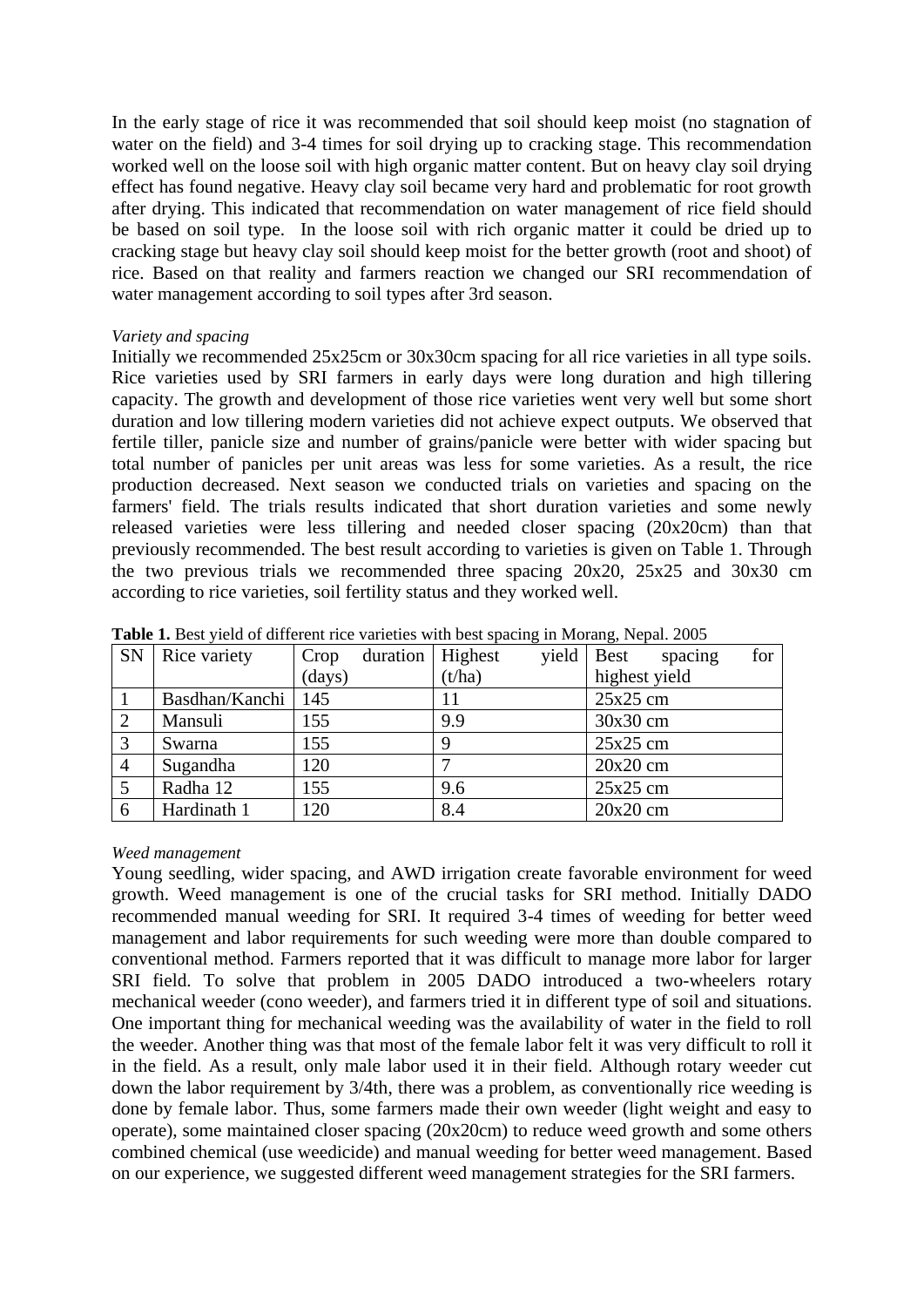In the early stage of rice it was recommended that soil should keep moist (no stagnation of water on the field) and 3-4 times for soil drying up to cracking stage. This recommendation worked well on the loose soil with high organic matter content. But on heavy clay soil drying effect has found negative. Heavy clay soil became very hard and problematic for root growth after drying. This indicated that recommendation on water management of rice field should be based on soil type. In the loose soil with rich organic matter it could be dried up to cracking stage but heavy clay soil should keep moist for the better growth (root and shoot) of rice. Based on that reality and farmers reaction we changed our SRI recommendation of water management according to soil types after 3rd season.

*Variety and spacing*

Initially we recommended 25x25cm or 30x30cm spacing for all rice varieties in all type soils. Rice varieties used by SRI farmers in early days were long duration and high tillering capacity. The growth and development of those rice varieties went very well but some short duration and low tillering modern varieties did not achieve expect outputs. We observed that fertile tiller, panicle size and number of grains/panicle were better with wider spacing but total number of panicles per unit areas was less for some varieties. As a result, the rice production decreased. Next season we conducted trials on varieties and spacing on the farmers' field. The trials results indicated that short duration varieties and some newly released varieties were less tillering and needed closer spacing (20x20cm) than that previously recommended. The best result according to varieties is given on Table 1. Through the two previous trials we recommended three spacing 20x20, 25x25 and 30x30 cm according to rice varieties, soil fertility status and they worked well.

**Table 1.** Best yield of different rice varieties with best spacing in Morang, Nepal. 2005

| SN | Rice variety | Crop duration (days) | Highest yield (t/ha) | Best spacing for highest yield |
|---|---|---|---|---|
| 1 | Basdhan/Kanchi | 145 | 11 | 25x25 cm |
| 2 | Mansuli | 155 | 9.9 | 30x30 cm |
| 3 | Swarna | 155 | 9 | 25x25 cm |
| 4 | Sugandha | 120 | 7 | 20x20 cm |
| 5 | Radha 12 | 155 | 9.6 | 25x25 cm |
| 6 | Hardinath 1 | 120 | 8.4 | 20x20 cm |

*Weed management*

Young seedling, wider spacing, and AWD irrigation create favorable environment for weed growth. Weed management is one of the crucial tasks for SRI method. Initially DADO recommended manual weeding for SRI. It required 3-4 times of weeding for better weed management and labor requirements for such weeding were more than double compared to conventional method. Farmers reported that it was difficult to manage more labor for larger SRI field. To solve that problem in 2005 DADO introduced a two-wheelers rotary mechanical weeder (cono weeder), and farmers tried it in different type of soil and situations. One important thing for mechanical weeding was the availability of water in the field to roll the weeder. Another thing was that most of the female labor felt it was very difficult to roll it in the field. As a result, only male labor used it in their field. Although rotary weeder cut down the labor requirement by 3/4th, there was a problem, as conventionally rice weeding is done by female labor. Thus, some farmers made their own weeder (light weight and easy to operate), some maintained closer spacing (20x20cm) to reduce weed growth and some others combined chemical (use weedicide) and manual weeding for better weed management. Based on our experience, we suggested different weed management strategies for the SRI farmers.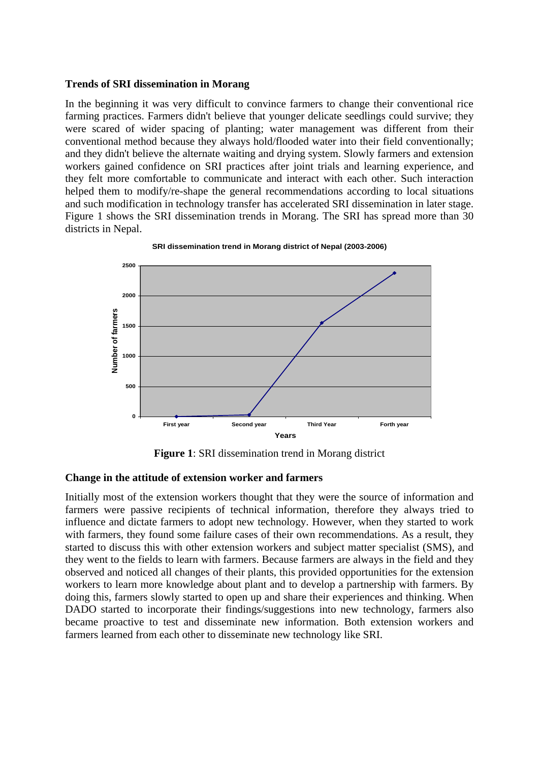**Trends of SRI dissemination in Morang**

In the beginning it was very difficult to convince farmers to change their conventional rice farming practices. Farmers didn't believe that younger delicate seedlings could survive; they were scared of wider spacing of planting; water management was different from their conventional method because they always hold/flooded water into their field conventionally; and they didn't believe the alternate waiting and drying system. Slowly farmers and extension workers gained confidence on SRI practices after joint trials and learning experience, and they felt more comfortable to communicate and interact with each other. Such interaction helped them to modify/re-shape the general recommendations according to local situations and such modification in technology transfer has accelerated SRI dissemination in later stage. Figure 1 shows the SRI dissemination trends in Morang. The SRI has spread more than 30 districts in Nepal.

**Figure 1**: SRI dissemination trend in Morang district

**Change in the attitude of extension worker and farmers**

Initially most of the extension workers thought that they were the source of information and farmers were passive recipients of technical information, therefore they always tried to influence and dictate farmers to adopt new technology. However, when they started to work with farmers, they found some failure cases of their own recommendations. As a result, they started to discuss this with other extension workers and subject matter specialist (SMS), and they went to the fields to learn with farmers. Because farmers are always in the field and they observed and noticed all changes of their plants, this provided opportunities for the extension workers to learn more knowledge about plant and to develop a partnership with farmers. By doing this, farmers slowly started to open up and share their experiences and thinking. When DADO started to incorporate their findings/suggestions into new technology, farmers also became proactive to test and disseminate new information. Both extension workers and farmers learned from each other to disseminate new technology like SRI.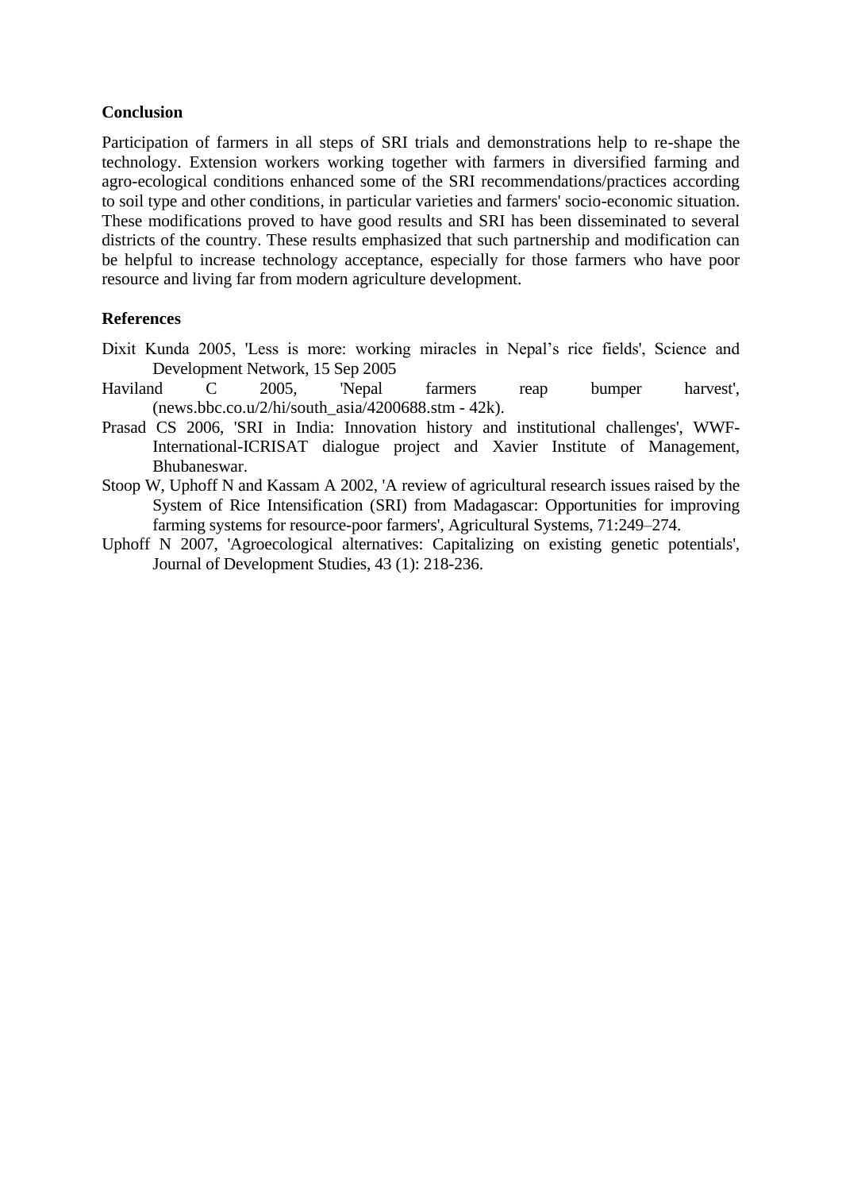## Conclusion

Participation of farmers in all steps of SRI trials and demonstrations help to re-shape the technology. Extension workers working together with farmers in diversified farming and agro-ecological conditions enhanced some of the SRI recommendations/practices according to soil type and other conditions, in particular varieties and farmers' socio-economic situation. These modifications proved to have good results and SRI has been disseminated to several districts of the country. These results emphasized that such partnership and modification can be helpful to increase technology acceptance, especially for those farmers who have poor resource and living far from modern agriculture development.

## References

Dixit Kunda 2005, 'Less is more: working miracles in Nepal's rice fields', Science and Development Network, 15 Sep 2005

Haviland C 2005, 'Nepal farmers reap bumper harvest', (news.bbc.co.u/2/hi/south_asia/4200688.stm - 42k).

Prasad CS 2006, 'SRI in India: Innovation history and institutional challenges', WWF-International-ICRISAT dialogue project and Xavier Institute of Management, Bhubaneswar.

Stoop W, Uphoff N and Kassam A 2002, 'A review of agricultural research issues raised by the System of Rice Intensification (SRI) from Madagascar: Opportunities for improving farming systems for resource-poor farmers', Agricultural Systems, 71:249–274.

Uphoff N 2007, 'Agroecological alternatives: Capitalizing on existing genetic potentials', Journal of Development Studies, 43 (1): 218-236.